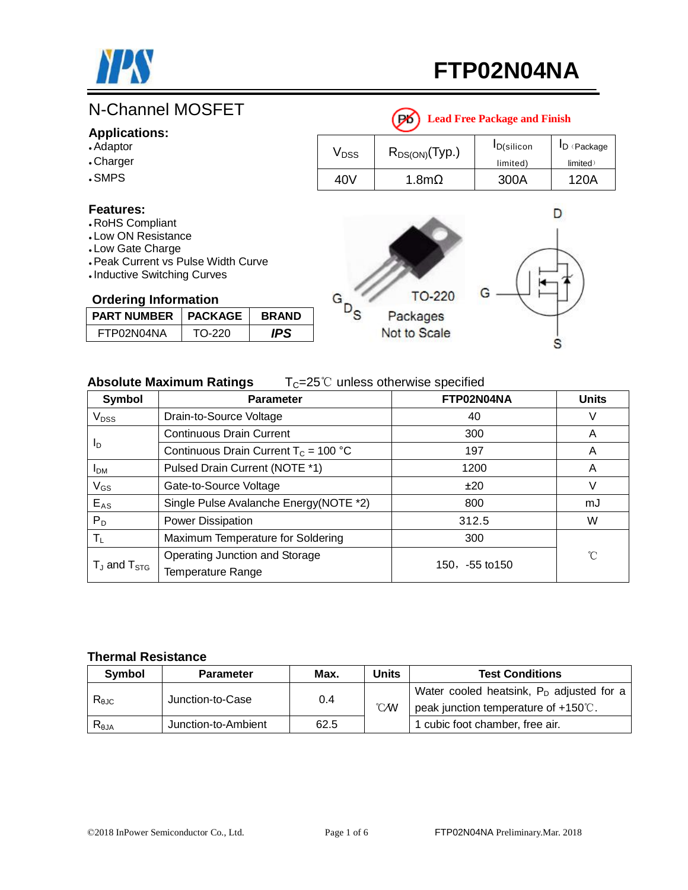# FTP02N04NA

## N-Channel MOSFET

Lead Free Package and Finish

**Applications:**
- Adaptor
- Charger
- SMPS

| $V_{DSS}$ | $R_{DS(ON)}$(Typ.) | $I_D$(silicon limited) | $I_D$ (Package limited) |
|---|---|---|---|
| 40V | 1.8mΩ | 300A | 120A |

**Features:**
- RoHS Compliant
- Low ON Resistance
- Low Gate Charge
- Peak Current vs Pulse Width Curve
- Inductive Switching Curves

### Ordering Information

| PART NUMBER | PACKAGE | BRAND |
|---|---|---|
| FTP02N04NA | TO-220 | *IPS* |

TO-220 Packages Not to Scale

### Absolute Maximum Ratings

$T_C$=25℃ unless otherwise specified

| Symbol | Parameter | FTP02N04NA | Units |
|---|---|---|---|
| $V_{DSS}$ | Drain-to-Source Voltage | 40 | V |
| $I_D$ | Continuous Drain Current | 300 | A |
| | Continuous Drain Current $T_C$ = 100 °C | 197 | A |
| $I_{DM}$ | Pulsed Drain Current (NOTE *1) | 1200 | A |
| $V_{GS}$ | Gate-to-Source Voltage | ±20 | V |
| $E_{AS}$ | Single Pulse Avalanche Energy(NOTE *2) | 800 | mJ |
| $P_D$ | Power Dissipation | 312.5 | W |
| $T_L$ | Maximum Temperature for Soldering | 300 | ℃ |
| $T_J$ and $T_{STG}$ | Operating Junction and Storage Temperature Range | 150，-55 to150 | ℃ |

### Thermal Resistance

| Symbol | Parameter | Max. | Units | Test Conditions |
|---|---|---|---|---|
| $R_{θJC}$ | Junction-to-Case | 0.4 | ℃/W | Water cooled heatsink, $P_D$ adjusted for a peak junction temperature of +150℃. |
| $R_{θJA}$ | Junction-to-Ambient | 62.5 | ℃/W | 1 cubic foot chamber, free air. |

©2018 InPower Semiconductor Co., Ltd. FTP02N04NA Preliminary.Mar. 2018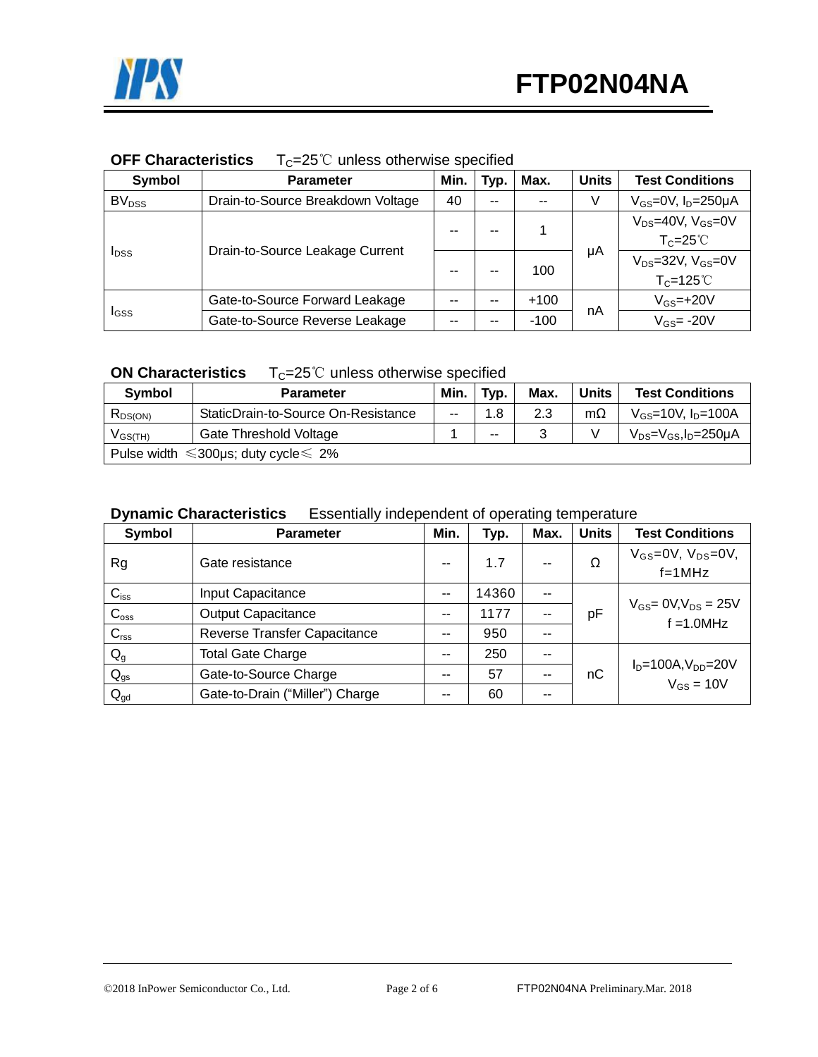**OFF Characteristics** $T_C$=25℃ unless otherwise specified

| Symbol | Parameter | Min. | Typ. | Max. | Units | Test Conditions |
|---|---|---|---|---|---|---|
| $BV_{DSS}$ | Drain-to-Source Breakdown Voltage | 40 | -- | -- | V | $V_{GS}$=0V, $I_D$=250μA |
| $I_{DSS}$ | Drain-to-Source Leakage Current | -- | -- | 1 | μA | $V_{DS}$=40V, $V_{GS}$=0V $T_C$=25℃ |
| | | -- | -- | 100 | | $V_{DS}$=32V, $V_{GS}$=0V $T_C$=125℃ |
| $I_{GSS}$ | Gate-to-Source Forward Leakage | -- | -- | +100 | nA | $V_{GS}$=+20V |
| | Gate-to-Source Reverse Leakage | -- | -- | -100 | | $V_{GS}$= -20V |

**ON Characteristics** $T_C$=25℃ unless otherwise specified

| Symbol | Parameter | Min. | Typ. | Max. | Units | Test Conditions |
|---|---|---|---|---|---|---|
| $R_{DS(ON)}$ | StaticDrain-to-Source On-Resistance | -- | 1.8 | 2.3 | mΩ | $V_{GS}$=10V, $I_D$=100A |
| $V_{GS(TH)}$ | Gate Threshold Voltage | 1 | -- | 3 | V | $V_{DS}$=$V_{GS}$,$I_D$=250μA |
| Pulse width ≤300μs; duty cycle≤ 2% | | | | | | |

**Dynamic Characteristics** Essentially independent of operating temperature

| Symbol | Parameter | Min. | Typ. | Max. | Units | Test Conditions |
|---|---|---|---|---|---|---|
| Rg | Gate resistance | -- | 1.7 | -- | Ω | $V_{GS}$=0V, $V_{DS}$=0V, f=1MHz |
| $C_{iss}$ | Input Capacitance | -- | 14360 | -- | pF | $V_{GS}$= 0V,$V_{DS}$ = 25V f =1.0MHz |
| $C_{oss}$ | Output Capacitance | -- | 1177 | -- | | |
| $C_{rss}$ | Reverse Transfer Capacitance | -- | 950 | -- | | |
| $Q_g$ | Total Gate Charge | -- | 250 | -- | nC | $I_D$=100A,$V_{DD}$=20V $V_{GS}$ = 10V |
| $Q_{gs}$ | Gate-to-Source Charge | -- | 57 | -- | | |
| $Q_{gd}$ | Gate-to-Drain ("Miller") Charge | -- | 60 | -- | | |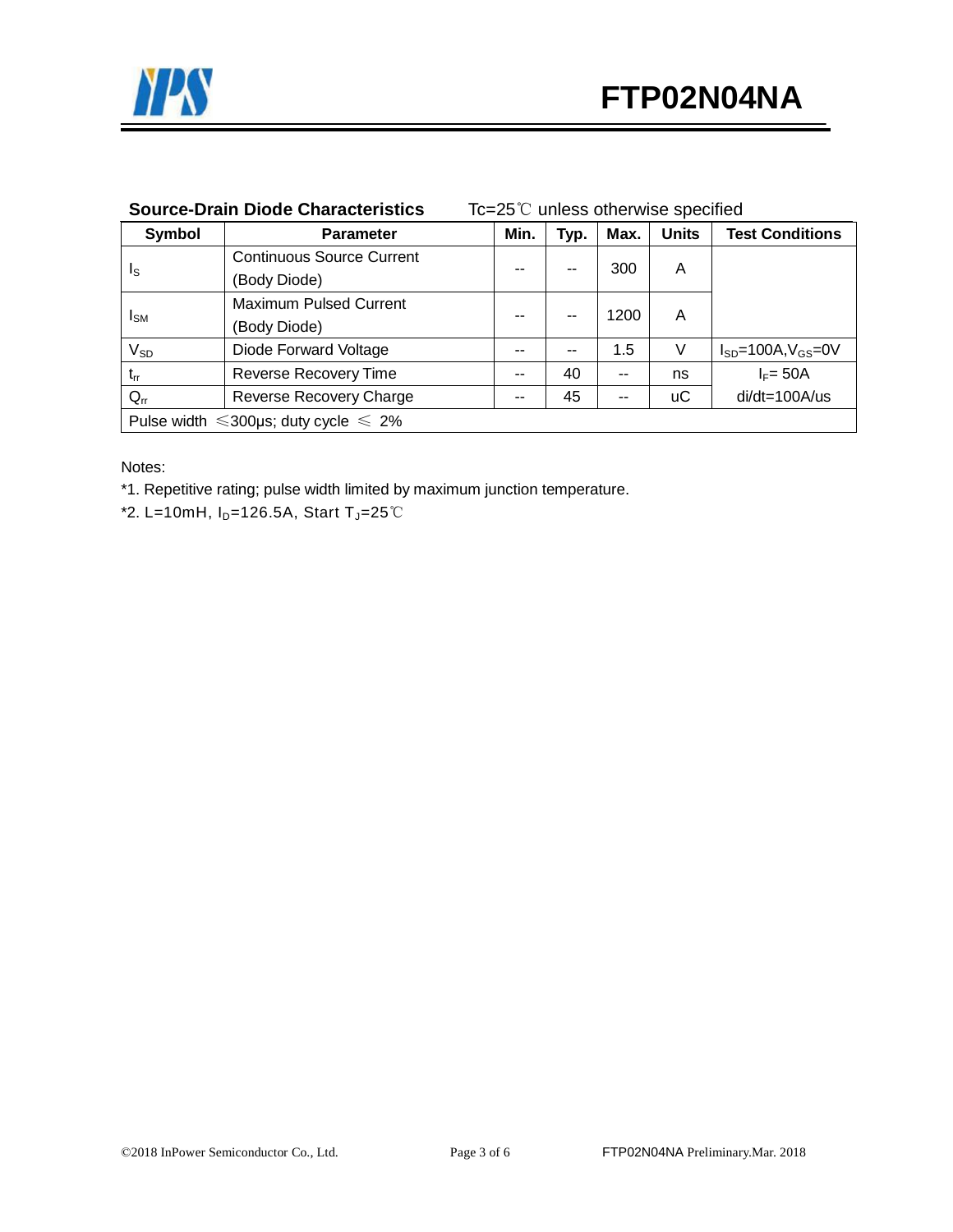**Source-Drain Diode Characteristics** Tc=25℃ unless otherwise specified

| Symbol | Parameter | Min. | Typ. | Max. | Units | Test Conditions |
|---|---|---|---|---|---|---|
| $I_S$ | Continuous Source Current (Body Diode) | -- | -- | 300 | A | |
| $I_{SM}$ | Maximum Pulsed Current (Body Diode) | -- | -- | 1200 | A | |
| $V_{SD}$ | Diode Forward Voltage | -- | -- | 1.5 | V | $I_{SD}$=100A, $V_{GS}$=0V |
| $t_{rr}$ | Reverse Recovery Time | -- | 40 | -- | ns | $I_F$= 50A di/dt=100A/us |
| $Q_{rr}$ | Reverse Recovery Charge | -- | 45 | -- | uC | |
| Pulse width ≤300μs; duty cycle ≤ 2% | | | | | | |

Notes:

*1. Repetitive rating; pulse width limited by maximum junction temperature.

*2. L=10mH, $I_D$=126.5A, Start $T_J$=25℃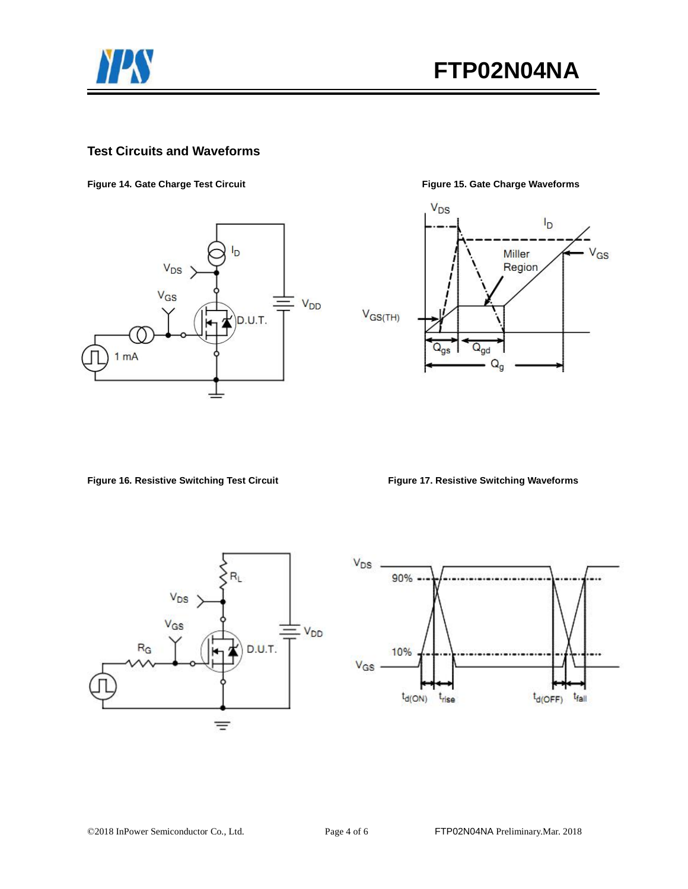## Test Circuits and Waveforms

**Figure 14. Gate Charge Test Circuit**

**Figure 15. Gate Charge Waveforms**

**Figure 16. Resistive Switching Test Circuit**

**Figure 17. Resistive Switching Waveforms**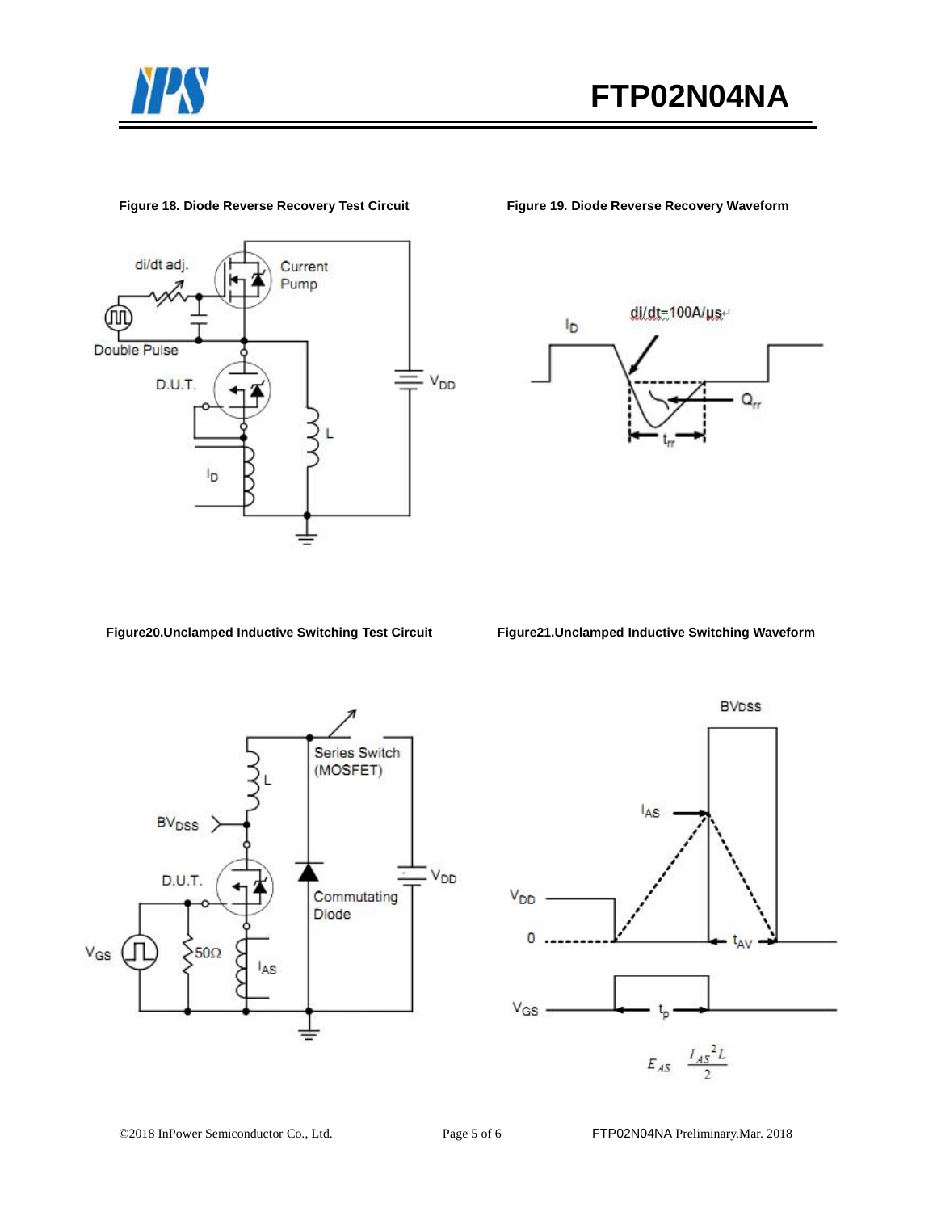Figure 18. Diode Reverse Recovery Test Circuit

Figure 19. Diode Reverse Recovery Waveform

Figure20.Unclamped Inductive Switching Test Circuit

Figure21.Unclamped Inductive Switching Waveform

$$E_{AS} \quad \frac{I_{AS}{}^2 L}{2}$$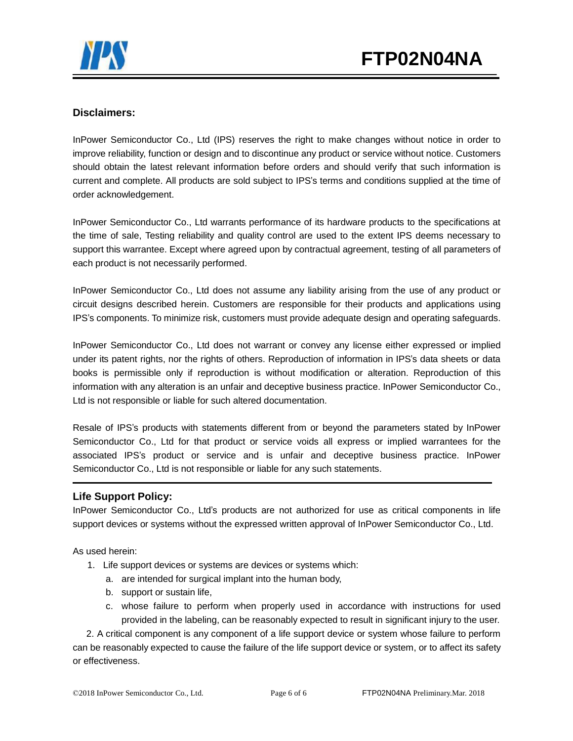### Disclaimers:

InPower Semiconductor Co., Ltd (IPS) reserves the right to make changes without notice in order to improve reliability, function or design and to discontinue any product or service without notice. Customers should obtain the latest relevant information before orders and should verify that such information is current and complete. All products are sold subject to IPS's terms and conditions supplied at the time of order acknowledgement.

InPower Semiconductor Co., Ltd warrants performance of its hardware products to the specifications at the time of sale, Testing reliability and quality control are used to the extent IPS deems necessary to support this warrantee. Except where agreed upon by contractual agreement, testing of all parameters of each product is not necessarily performed.

InPower Semiconductor Co., Ltd does not assume any liability arising from the use of any product or circuit designs described herein. Customers are responsible for their products and applications using IPS's components. To minimize risk, customers must provide adequate design and operating safeguards.

InPower Semiconductor Co., Ltd does not warrant or convey any license either expressed or implied under its patent rights, nor the rights of others. Reproduction of information in IPS's data sheets or data books is permissible only if reproduction is without modification or alteration. Reproduction of this information with any alteration is an unfair and deceptive business practice. InPower Semiconductor Co., Ltd is not responsible or liable for such altered documentation.

Resale of IPS's products with statements different from or beyond the parameters stated by InPower Semiconductor Co., Ltd for that product or service voids all express or implied warrantees for the associated IPS's product or service and is unfair and deceptive business practice. InPower Semiconductor Co., Ltd is not responsible or liable for any such statements.

### Life Support Policy:

InPower Semiconductor Co., Ltd's products are not authorized for use as critical components in life support devices or systems without the expressed written approval of InPower Semiconductor Co., Ltd.

As used herein:

1. Life support devices or systems are devices or systems which:
   a. are intended for surgical implant into the human body,
   b. support or sustain life,
   c. whose failure to perform when properly used in accordance with instructions for used provided in the labeling, can be reasonably expected to result in significant injury to the user.
2. A critical component is any component of a life support device or system whose failure to perform can be reasonably expected to cause the failure of the life support device or system, or to affect its safety or effectiveness.